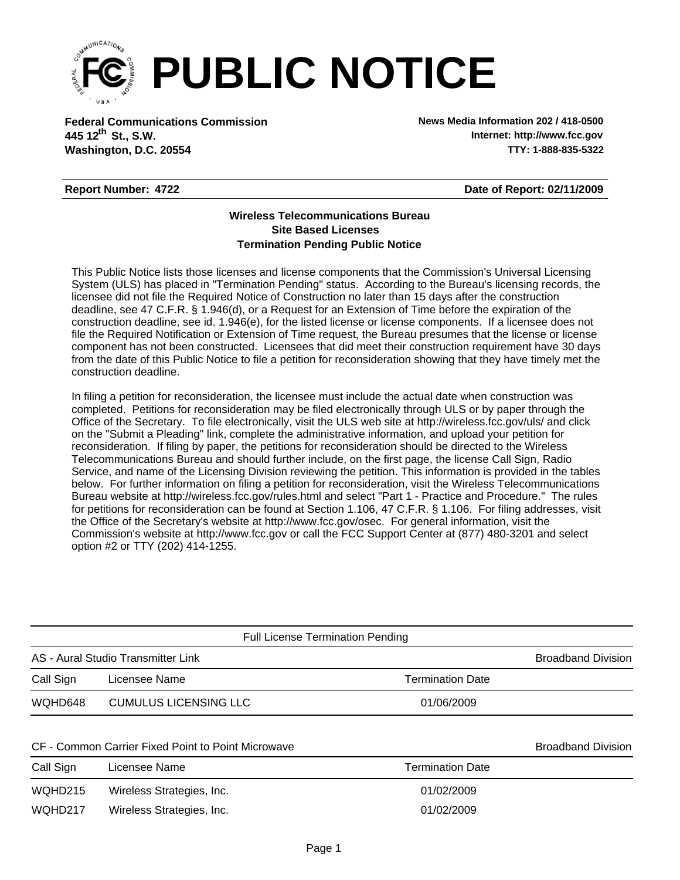# PUBLIC NOTICE

**Federal Communications Commission**
**445 12th St., S.W.**
**Washington, D.C. 20554**

**News Media Information 202 / 418-0500**
**Internet: http://www.fcc.gov**
**TTY: 1-888-835-5322**

**Report Number: 4722**

**Date of Report: 02/11/2009**

**Wireless Telecommunications Bureau**
**Site Based Licenses**
**Termination Pending Public Notice**

This Public Notice lists those licenses and license components that the Commission's Universal Licensing System (ULS) has placed in "Termination Pending" status. According to the Bureau's licensing records, the licensee did not file the Required Notice of Construction no later than 15 days after the construction deadline, see 47 C.F.R. § 1.946(d), or a Request for an Extension of Time before the expiration of the construction deadline, see id. 1.946(e), for the listed license or license components. If a licensee does not file the Required Notification or Extension of Time request, the Bureau presumes that the license or license component has not been constructed. Licensees that did meet their construction requirement have 30 days from the date of this Public Notice to file a petition for reconsideration showing that they have timely met the construction deadline.

In filing a petition for reconsideration, the licensee must include the actual date when construction was completed. Petitions for reconsideration may be filed electronically through ULS or by paper through the Office of the Secretary. To file electronically, visit the ULS web site at http://wireless.fcc.gov/uls/ and click on the "Submit a Pleading" link, complete the administrative information, and upload your petition for reconsideration. If filing by paper, the petitions for reconsideration should be directed to the Wireless Telecommunications Bureau and should further include, on the first page, the license Call Sign, Radio Service, and name of the Licensing Division reviewing the petition. This information is provided in the tables below. For further information on filing a petition for reconsideration, visit the Wireless Telecommunications Bureau website at http://wireless.fcc.gov/rules.html and select "Part 1 - Practice and Procedure." The rules for petitions for reconsideration can be found at Section 1.106, 47 C.F.R. § 1.106. For filing addresses, visit the Office of the Secretary's website at http://www.fcc.gov/osec. For general information, visit the Commission's website at http://www.fcc.gov or call the FCC Support Center at (877) 480-3201 and select option #2 or TTY (202) 414-1255.

## Full License Termination Pending

### AS - Aural Studio Transmitter Link — Broadband Division

| Call Sign | Licensee Name | Termination Date |
|---|---|---|
| WQHD648 | CUMULUS LICENSING LLC | 01/06/2009 |

### CF - Common Carrier Fixed Point to Point Microwave — Broadband Division

| Call Sign | Licensee Name | Termination Date |
|---|---|---|
| WQHD215 | Wireless Strategies, Inc. | 01/02/2009 |
| WQHD217 | Wireless Strategies, Inc. | 01/02/2009 |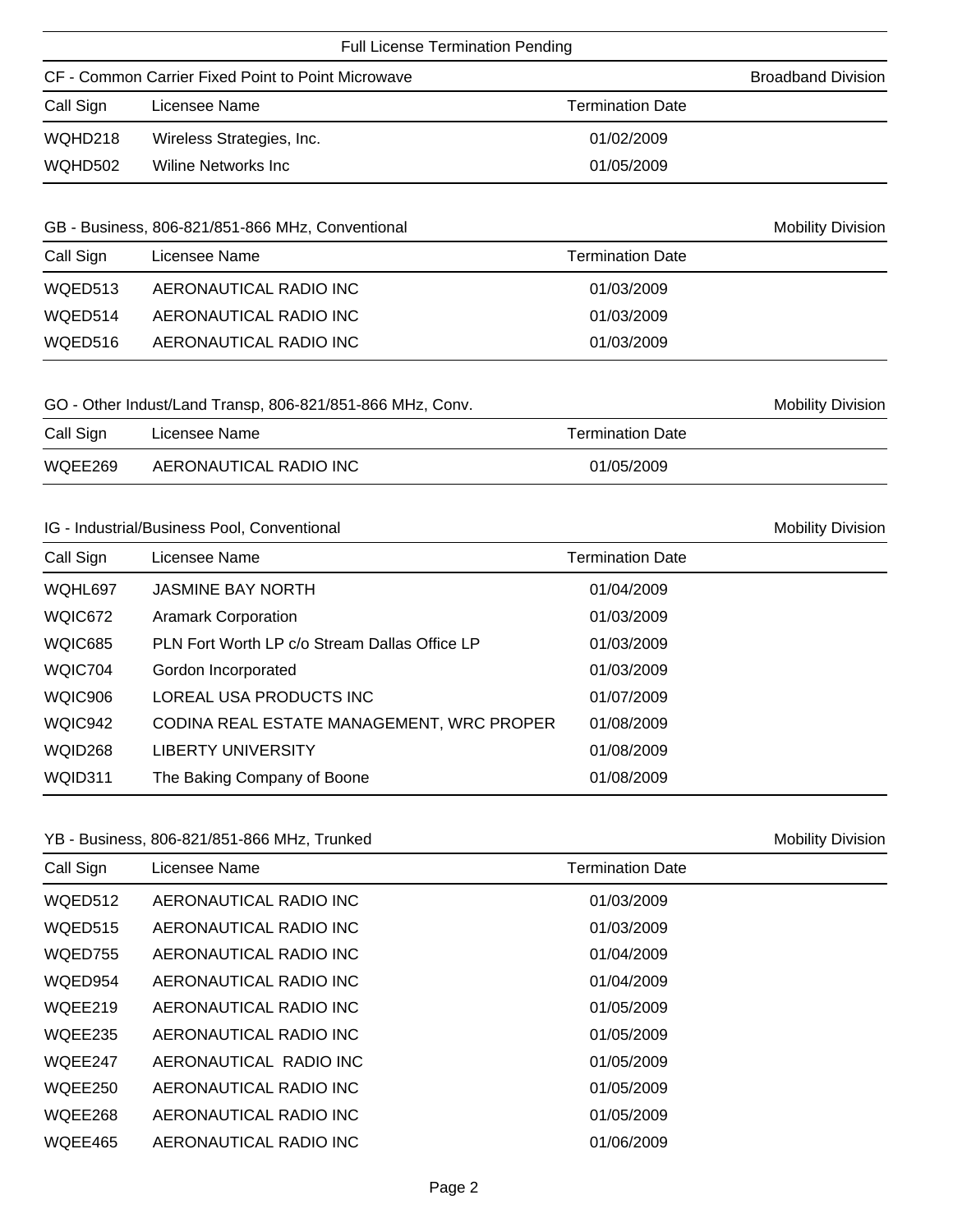## Full License Termination Pending

### CF - Common Carrier Fixed Point to Point Microwave — Broadband Division

| Call Sign | Licensee Name | Termination Date |
|---|---|---|
| WQHD218 | Wireless Strategies, Inc. | 01/02/2009 |
| WQHD502 | Wiline Networks Inc | 01/05/2009 |

### GB - Business, 806-821/851-866 MHz, Conventional — Mobility Division

| Call Sign | Licensee Name | Termination Date |
|---|---|---|
| WQED513 | AERONAUTICAL RADIO INC | 01/03/2009 |
| WQED514 | AERONAUTICAL RADIO INC | 01/03/2009 |
| WQED516 | AERONAUTICAL RADIO INC | 01/03/2009 |

### GO - Other Indust/Land Transp, 806-821/851-866 MHz, Conv. — Mobility Division

| Call Sign | Licensee Name | Termination Date |
|---|---|---|
| WQEE269 | AERONAUTICAL RADIO INC | 01/05/2009 |

### IG - Industrial/Business Pool, Conventional — Mobility Division

| Call Sign | Licensee Name | Termination Date |
|---|---|---|
| WQHL697 | JASMINE BAY NORTH | 01/04/2009 |
| WQIC672 | Aramark Corporation | 01/03/2009 |
| WQIC685 | PLN Fort Worth LP c/o Stream Dallas Office LP | 01/03/2009 |
| WQIC704 | Gordon Incorporated | 01/03/2009 |
| WQIC906 | LOREAL USA PRODUCTS INC | 01/07/2009 |
| WQIC942 | CODINA REAL ESTATE MANAGEMENT, WRC PROPER | 01/08/2009 |
| WQID268 | LIBERTY UNIVERSITY | 01/08/2009 |
| WQID311 | The Baking Company of Boone | 01/08/2009 |

### YB - Business, 806-821/851-866 MHz, Trunked — Mobility Division

| Call Sign | Licensee Name | Termination Date |
|---|---|---|
| WQED512 | AERONAUTICAL RADIO INC | 01/03/2009 |
| WQED515 | AERONAUTICAL RADIO INC | 01/03/2009 |
| WQED755 | AERONAUTICAL RADIO INC | 01/04/2009 |
| WQED954 | AERONAUTICAL RADIO INC | 01/04/2009 |
| WQEE219 | AERONAUTICAL RADIO INC | 01/05/2009 |
| WQEE235 | AERONAUTICAL RADIO INC | 01/05/2009 |
| WQEE247 | AERONAUTICAL RADIO INC | 01/05/2009 |
| WQEE250 | AERONAUTICAL RADIO INC | 01/05/2009 |
| WQEE268 | AERONAUTICAL RADIO INC | 01/05/2009 |
| WQEE465 | AERONAUTICAL RADIO INC | 01/06/2009 |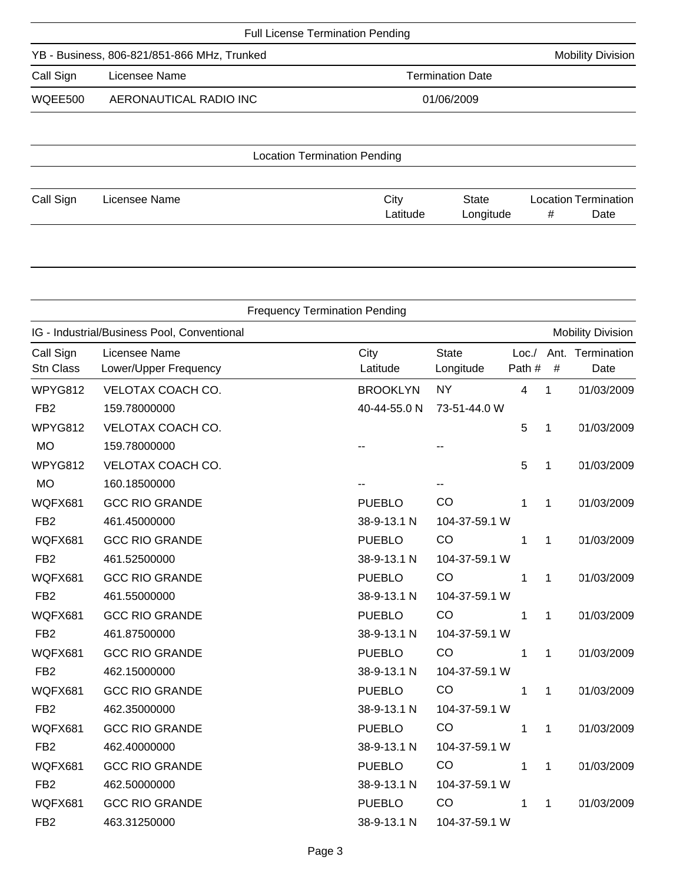## Full License Termination Pending

**YB - Business, 806-821/851-866 MHz, Trunked** — Mobility Division

| Call Sign | Licensee Name | Termination Date |
|---|---|---|
| WQEE500 | AERONAUTICAL RADIO INC | 01/06/2009 |

## Location Termination Pending

| Call Sign | Licensee Name | City Latitude | State Longitude | Location # | Termination Date |
|---|---|---|---|---|---|

## Frequency Termination Pending

**IG - Industrial/Business Pool, Conventional** — Mobility Division

| Call Sign Stn Class | Licensee Name Lower/Upper Frequency | City Latitude | State Longitude | Loc./ Path # | Ant. # | Termination Date |
|---|---|---|---|---|---|---|
| WPYG812 FB2 | VELOTAX COACH CO. 159.78000000 | BROOKLYN 40-44-55.0 N | NY 73-51-44.0 W | 4 | 1 | 01/03/2009 |
| WPYG812 MO | VELOTAX COACH CO. 159.78000000 | -- | -- | 5 | 1 | 01/03/2009 |
| WPYG812 MO | VELOTAX COACH CO. 160.18500000 | -- | -- | 5 | 1 | 01/03/2009 |
| WQFX681 FB2 | GCC RIO GRANDE 461.45000000 | PUEBLO 38-9-13.1 N | CO 104-37-59.1 W | 1 | 1 | 01/03/2009 |
| WQFX681 FB2 | GCC RIO GRANDE 461.52500000 | PUEBLO 38-9-13.1 N | CO 104-37-59.1 W | 1 | 1 | 01/03/2009 |
| WQFX681 FB2 | GCC RIO GRANDE 461.55000000 | PUEBLO 38-9-13.1 N | CO 104-37-59.1 W | 1 | 1 | 01/03/2009 |
| WQFX681 FB2 | GCC RIO GRANDE 461.87500000 | PUEBLO 38-9-13.1 N | CO 104-37-59.1 W | 1 | 1 | 01/03/2009 |
| WQFX681 FB2 | GCC RIO GRANDE 462.15000000 | PUEBLO 38-9-13.1 N | CO 104-37-59.1 W | 1 | 1 | 01/03/2009 |
| WQFX681 FB2 | GCC RIO GRANDE 462.35000000 | PUEBLO 38-9-13.1 N | CO 104-37-59.1 W | 1 | 1 | 01/03/2009 |
| WQFX681 FB2 | GCC RIO GRANDE 462.40000000 | PUEBLO 38-9-13.1 N | CO 104-37-59.1 W | 1 | 1 | 01/03/2009 |
| WQFX681 FB2 | GCC RIO GRANDE 462.50000000 | PUEBLO 38-9-13.1 N | CO 104-37-59.1 W | 1 | 1 | 01/03/2009 |
| WQFX681 FB2 | GCC RIO GRANDE 463.31250000 | PUEBLO 38-9-13.1 N | CO 104-37-59.1 W | 1 | 1 | 01/03/2009 |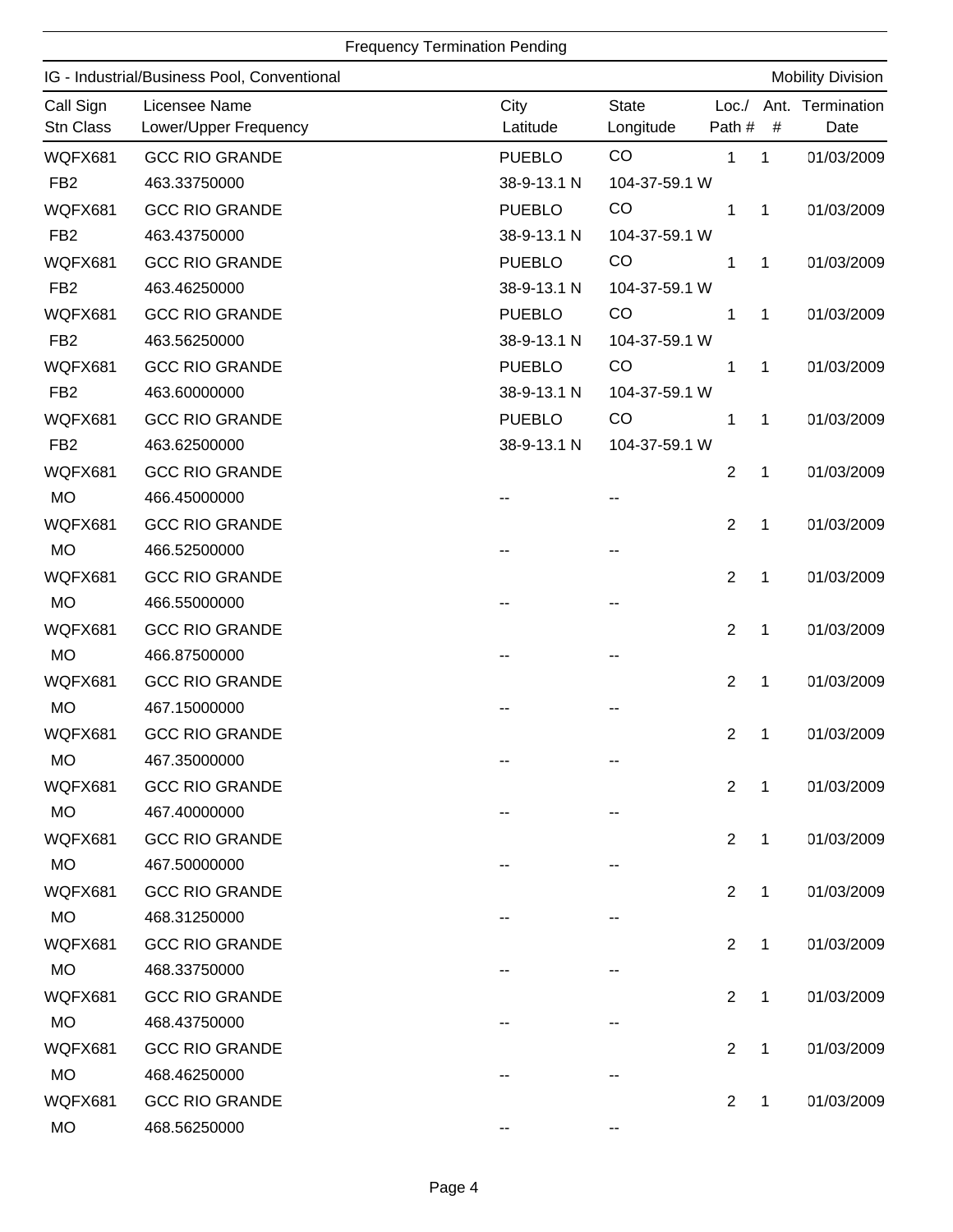Frequency Termination Pending

IG - Industrial/Business Pool, Conventional — Mobility Division

| Call Sign<br>Stn Class | Licensee Name<br>Lower/Upper Frequency | City<br>Latitude | State<br>Longitude | Loc./<br>Path # | Ant.<br># | Termination<br>Date |
|---|---|---|---|---|---|---|
| WQFX681<br>FB2 | GCC RIO GRANDE<br>463.33750000 | PUEBLO<br>38-9-13.1 N | CO<br>104-37-59.1 W | 1 | 1 | 01/03/2009 |
| WQFX681<br>FB2 | GCC RIO GRANDE<br>463.43750000 | PUEBLO<br>38-9-13.1 N | CO<br>104-37-59.1 W | 1 | 1 | 01/03/2009 |
| WQFX681<br>FB2 | GCC RIO GRANDE<br>463.46250000 | PUEBLO<br>38-9-13.1 N | CO<br>104-37-59.1 W | 1 | 1 | 01/03/2009 |
| WQFX681<br>FB2 | GCC RIO GRANDE<br>463.56250000 | PUEBLO<br>38-9-13.1 N | CO<br>104-37-59.1 W | 1 | 1 | 01/03/2009 |
| WQFX681<br>FB2 | GCC RIO GRANDE<br>463.60000000 | PUEBLO<br>38-9-13.1 N | CO<br>104-37-59.1 W | 1 | 1 | 01/03/2009 |
| WQFX681<br>FB2 | GCC RIO GRANDE<br>463.62500000 | PUEBLO<br>38-9-13.1 N | CO<br>104-37-59.1 W | 1 | 1 | 01/03/2009 |
| WQFX681<br>MO | GCC RIO GRANDE<br>466.45000000 | <br>-- | <br>-- | 2 | 1 | 01/03/2009 |
| WQFX681<br>MO | GCC RIO GRANDE<br>466.52500000 | <br>-- | <br>-- | 2 | 1 | 01/03/2009 |
| WQFX681<br>MO | GCC RIO GRANDE<br>466.55000000 | <br>-- | <br>-- | 2 | 1 | 01/03/2009 |
| WQFX681<br>MO | GCC RIO GRANDE<br>466.87500000 | <br>-- | <br>-- | 2 | 1 | 01/03/2009 |
| WQFX681<br>MO | GCC RIO GRANDE<br>467.15000000 | <br>-- | <br>-- | 2 | 1 | 01/03/2009 |
| WQFX681<br>MO | GCC RIO GRANDE<br>467.35000000 | <br>-- | <br>-- | 2 | 1 | 01/03/2009 |
| WQFX681<br>MO | GCC RIO GRANDE<br>467.40000000 | <br>-- | <br>-- | 2 | 1 | 01/03/2009 |
| WQFX681<br>MO | GCC RIO GRANDE<br>467.50000000 | <br>-- | <br>-- | 2 | 1 | 01/03/2009 |
| WQFX681<br>MO | GCC RIO GRANDE<br>468.31250000 | <br>-- | <br>-- | 2 | 1 | 01/03/2009 |
| WQFX681<br>MO | GCC RIO GRANDE<br>468.33750000 | <br>-- | <br>-- | 2 | 1 | 01/03/2009 |
| WQFX681<br>MO | GCC RIO GRANDE<br>468.43750000 | <br>-- | <br>-- | 2 | 1 | 01/03/2009 |
| WQFX681<br>MO | GCC RIO GRANDE<br>468.46250000 | <br>-- | <br>-- | 2 | 1 | 01/03/2009 |
| WQFX681<br>MO | GCC RIO GRANDE<br>468.56250000 | <br>-- | <br>-- | 2 | 1 | 01/03/2009 |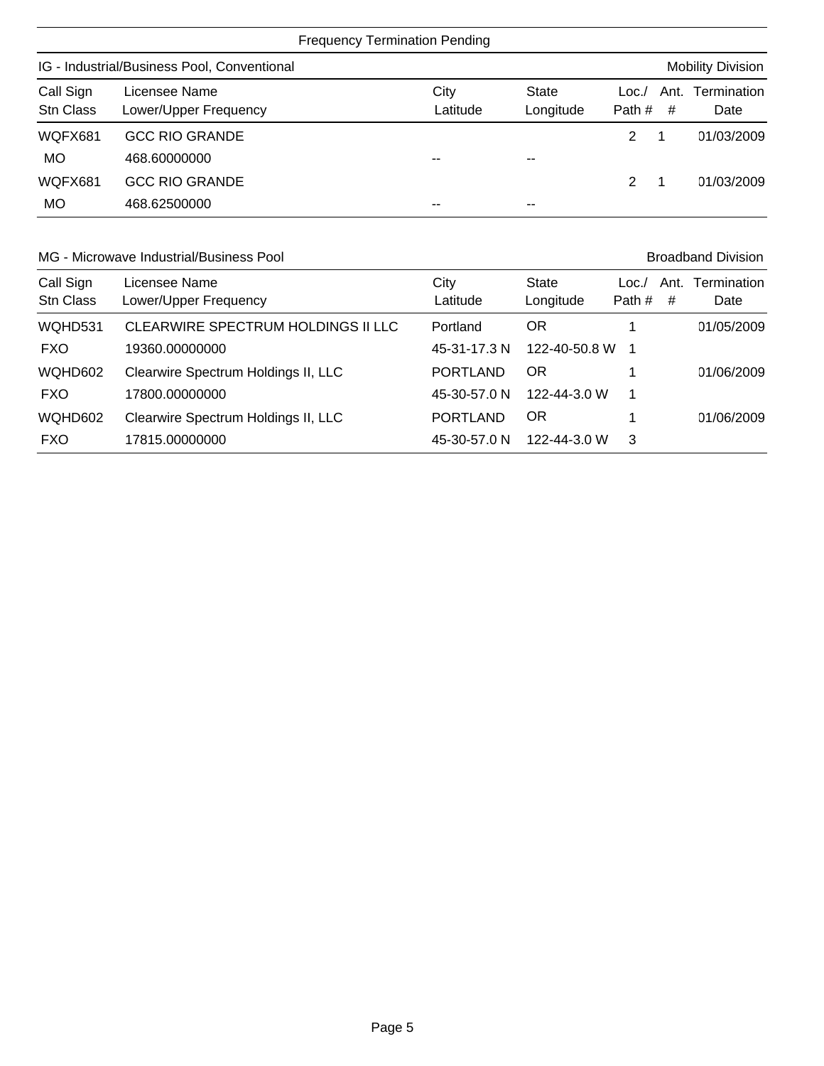Frequency Termination Pending

## IG - Industrial/Business Pool, Conventional

Mobility Division

| Call Sign<br>Stn Class | Licensee Name<br>Lower/Upper Frequency | City<br>Latitude | State<br>Longitude | Loc./<br>Path # | Ant.<br># | Termination<br>Date |
|---|---|---|---|---|---|---|
| WQFX681 | GCC RIO GRANDE | | | 2 | 1 | 01/03/2009 |
| MO | 468.60000000 | -- | -- | | | |
| WQFX681 | GCC RIO GRANDE | | | 2 | 1 | 01/03/2009 |
| MO | 468.62500000 | -- | -- | | | |

## MG - Microwave Industrial/Business Pool

Broadband Division

| Call Sign<br>Stn Class | Licensee Name<br>Lower/Upper Frequency | City<br>Latitude | State<br>Longitude | Loc./<br>Path # | Ant.<br># | Termination<br>Date |
|---|---|---|---|---|---|---|
| WQHD531 | CLEARWIRE SPECTRUM HOLDINGS II LLC | Portland | OR | 1 | | 01/05/2009 |
| FXO | 19360.00000000 | 45-31-17.3 N | 122-40-50.8 W | 1 | | |
| WQHD602 | Clearwire Spectrum Holdings II, LLC | PORTLAND | OR | 1 | | 01/06/2009 |
| FXO | 17800.00000000 | 45-30-57.0 N | 122-44-3.0 W | 1 | | |
| WQHD602 | Clearwire Spectrum Holdings II, LLC | PORTLAND | OR | 1 | | 01/06/2009 |
| FXO | 17815.00000000 | 45-30-57.0 N | 122-44-3.0 W | 3 | | |